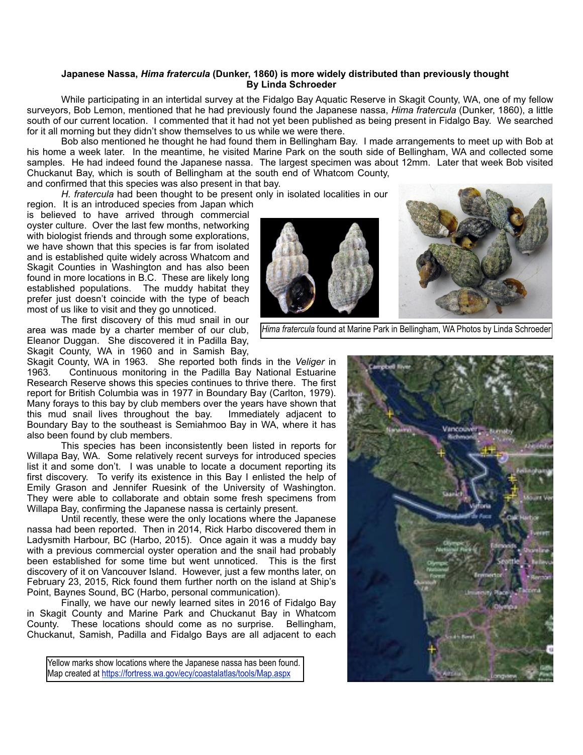**Japanese Nassa, *Hima fratercula* (Dunker, 1860) is more widely distributed than previously thought**
**By Linda Schroeder**

While participating in an intertidal survey at the Fidalgo Bay Aquatic Reserve in Skagit County, WA, one of my fellow surveyors, Bob Lemon, mentioned that he had previously found the Japanese nassa, *Hima fratercula* (Dunker, 1860), a little south of our current location. I commented that it had not yet been published as being present in Fidalgo Bay. We searched for it all morning but they didn't show themselves to us while we were there.

Bob also mentioned he thought he had found them in Bellingham Bay. I made arrangements to meet up with Bob at his home a week later. In the meantime, he visited Marine Park on the south side of Bellingham, WA and collected some samples. He had indeed found the Japanese nassa. The largest specimen was about 12mm. Later that week Bob visited Chuckanut Bay, which is south of Bellingham at the south end of Whatcom County, and confirmed that this species was also present in that bay.

*H. fratercula* had been thought to be present only in isolated localities in our region. It is an introduced species from Japan which is believed to have arrived through commercial oyster culture. Over the last few months, networking with biologist friends and through some explorations, we have shown that this species is far from isolated and is established quite widely across Whatcom and Skagit Counties in Washington and has also been found in more locations in B.C. These are likely long established populations. The muddy habitat they prefer just doesn't coincide with the type of beach most of us like to visit and they go unnoticed.

*Hima fratercula* found at Marine Park in Bellingham, WA Photos by Linda Schroeder

The first discovery of this mud snail in our area was made by a charter member of our club, Eleanor Duggan. She discovered it in Padilla Bay, Skagit County, WA in 1960 and in Samish Bay, Skagit County, WA in 1963. She reported both finds in the *Veliger* in 1963. Continuous monitoring in the Padilla Bay National Estuarine Research Reserve shows this species continues to thrive there. The first report for British Columbia was in 1977 in Boundary Bay (Carlton, 1979). Many forays to this bay by club members over the years have shown that this mud snail lives throughout the bay. Immediately adjacent to Boundary Bay to the southeast is Semiahmoo Bay in WA, where it has also been found by club members.

This species has been inconsistently been listed in reports for Willapa Bay, WA. Some relatively recent surveys for introduced species list it and some don't. I was unable to locate a document reporting its first discovery. To verify its existence in this Bay I enlisted the help of Emily Grason and Jennifer Ruesink of the University of Washington. They were able to collaborate and obtain some fresh specimens from Willapa Bay, confirming the Japanese nassa is certainly present.

Until recently, these were the only locations where the Japanese nassa had been reported. Then in 2014, Rick Harbo discovered them in Ladysmith Harbour, BC (Harbo, 2015). Once again it was a muddy bay with a previous commercial oyster operation and the snail had probably been established for some time but went unnoticed. This is the first discovery of it on Vancouver Island. However, just a few months later, on February 23, 2015, Rick found them further north on the island at Ship's Point, Baynes Sound, BC (Harbo, personal communication).

Finally, we have our newly learned sites in 2016 of Fidalgo Bay in Skagit County and Marine Park and Chuckanut Bay in Whatcom County. These locations should come as no surprise. Bellingham, Chuckanut, Samish, Padilla and Fidalgo Bays are all adjacent to each

Yellow marks show locations where the Japanese nassa has been found. Map created at https://fortress.wa.gov/ecy/coastalatlas/tools/Map.aspx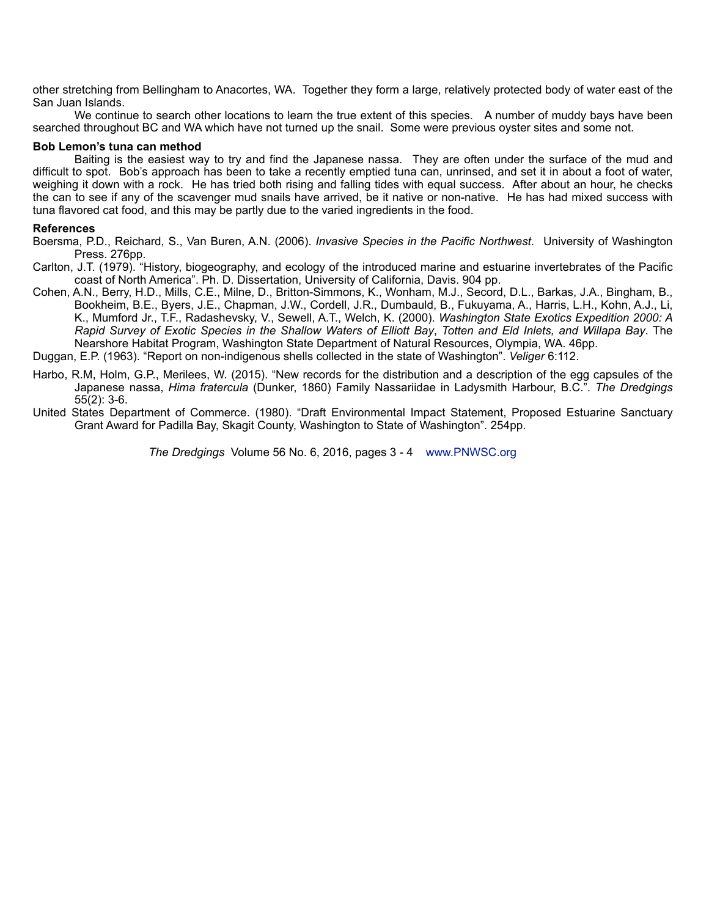other stretching from Bellingham to Anacortes, WA. Together they form a large, relatively protected body of water east of the San Juan Islands.

We continue to search other locations to learn the true extent of this species. A number of muddy bays have been searched throughout BC and WA which have not turned up the snail. Some were previous oyster sites and some not.

**Bob Lemon's tuna can method**

Baiting is the easiest way to try and find the Japanese nassa. They are often under the surface of the mud and difficult to spot. Bob's approach has been to take a recently emptied tuna can, unrinsed, and set it in about a foot of water, weighing it down with a rock. He has tried both rising and falling tides with equal success. After about an hour, he checks the can to see if any of the scavenger mud snails have arrived, be it native or non-native. He has had mixed success with tuna flavored cat food, and this may be partly due to the varied ingredients in the food.

**References**

Boersma, P.D., Reichard, S., Van Buren, A.N. (2006). *Invasive Species in the Pacific Northwest*. University of Washington Press. 276pp.

Carlton, J.T. (1979). "History, biogeography, and ecology of the introduced marine and estuarine invertebrates of the Pacific coast of North America". Ph. D. Dissertation, University of California, Davis. 904 pp.

Cohen, A.N., Berry, H.D., Mills, C.E., Milne, D., Britton-Simmons, K., Wonham, M.J., Secord, D.L., Barkas, J.A., Bingham, B., Bookheim, B.E., Byers, J.E., Chapman, J.W., Cordell, J.R., Dumbauld, B., Fukuyama, A., Harris, L.H., Kohn, A.J., Li, K., Mumford Jr., T.F., Radashevsky, V., Sewell, A.T., Welch, K. (2000). *Washington State Exotics Expedition 2000: A Rapid Survey of Exotic Species in the Shallow Waters of Elliott Bay, Totten and Eld Inlets, and Willapa Bay*. The Nearshore Habitat Program, Washington State Department of Natural Resources, Olympia, WA. 46pp.

Duggan, E.P. (1963). "Report on non-indigenous shells collected in the state of Washington". *Veliger* 6:112.

Harbo, R.M, Holm, G.P., Merilees, W. (2015). "New records for the distribution and a description of the egg capsules of the Japanese nassa, *Hima fratercula* (Dunker, 1860) Family Nassariidae in Ladysmith Harbour, B.C.". *The Dredgings* 55(2): 3-6.

United States Department of Commerce. (1980). "Draft Environmental Impact Statement, Proposed Estuarine Sanctuary Grant Award for Padilla Bay, Skagit County, Washington to State of Washington". 254pp.